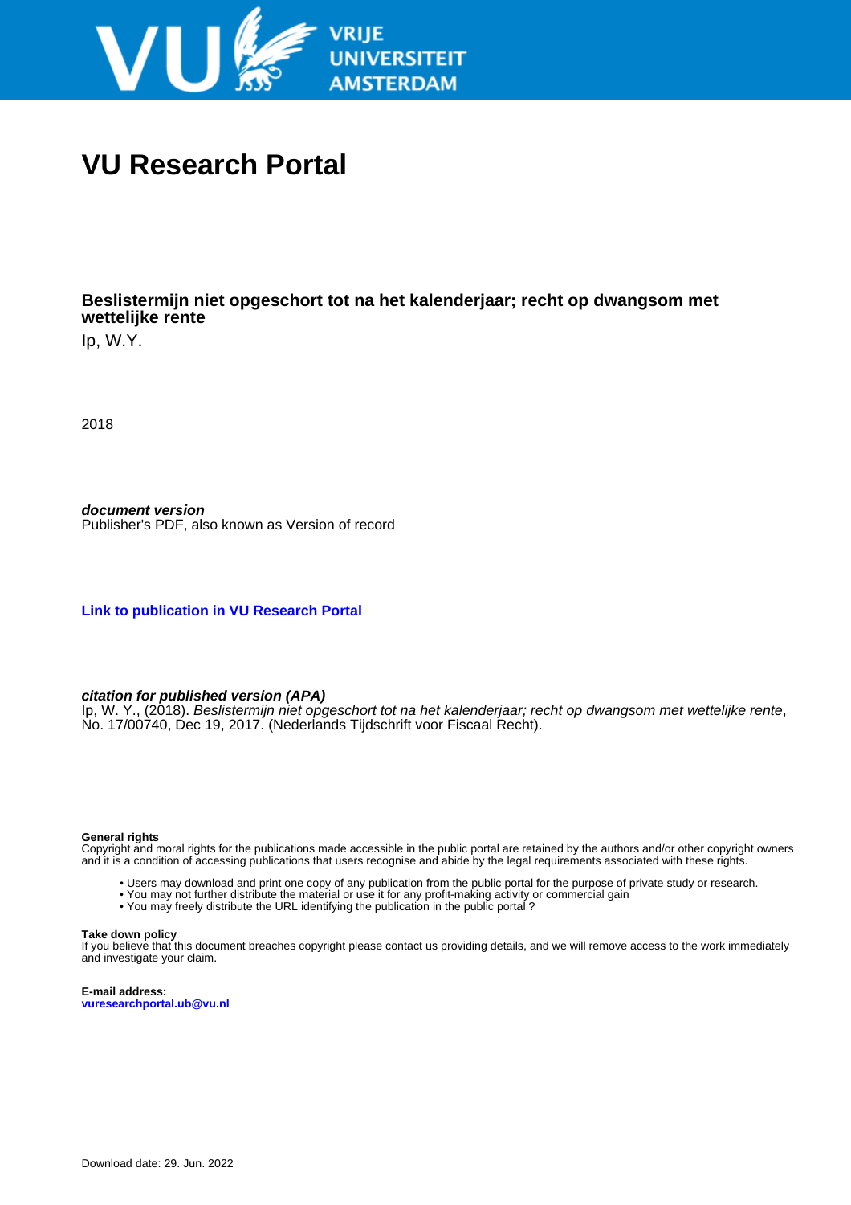VRIJE UNIVERSITEIT AMSTERDAM

# VU Research Portal

## Beslistermijn niet opgeschort tot na het kalenderjaar; recht op dwangsom met wettelijke rente

Ip, W.Y.

2018

***document version***
Publisher's PDF, also known as Version of record

**Link to publication in VU Research Portal**

***citation for published version (APA)***
Ip, W. Y., (2018). *Beslistermijn niet opgeschort tot na het kalenderjaar; recht op dwangsom met wettelijke rente*, No. 17/00740, Dec 19, 2017. (Nederlands Tijdschrift voor Fiscaal Recht).

**General rights**
Copyright and moral rights for the publications made accessible in the public portal are retained by the authors and/or other copyright owners and it is a condition of accessing publications that users recognise and abide by the legal requirements associated with these rights.

- Users may download and print one copy of any publication from the public portal for the purpose of private study or research.
- You may not further distribute the material or use it for any profit-making activity or commercial gain
- You may freely distribute the URL identifying the publication in the public portal ?

**Take down policy**
If you believe that this document breaches copyright please contact us providing details, and we will remove access to the work immediately and investigate your claim.

**E-mail address:**
**vuresearchportal.ub@vu.nl**

Download date: 29. Jun. 2022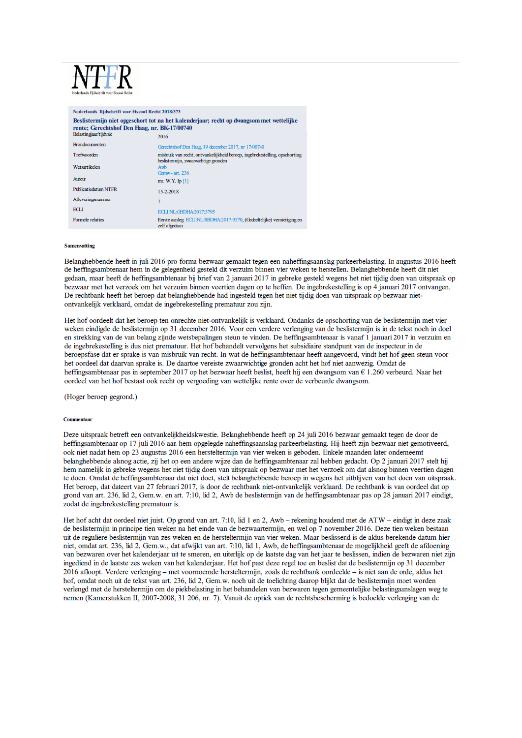NTFR

Nederlands Tijdschrift voor Fiscaal Recht

**Nederlands Tijdschrift voor Fiscaal Recht 2018/373**

**Beslistermijn niet opgeschort tot na het kalenderjaar; recht op dwangsom met wettelijke rente; Gerechtshof Den Haag, nr. BK-17/00740**

| | |
|---|---|
| Belastingjaar/tijdvak | 2016 |
| Brondocumenten | Gerechtshof Den Haag, 19 december 2017, nr 17/00740 |
| Trefwoorden | misbruik van recht, ontvankelijkheid beroep, ingebrekestelling, opschorting beslistermijn, zwaarwichtige gronden |
| Wetsartikelen | Awb<br>Gemw - art. 236 |
| Auteur | mr. W.Y. Ip [1] |
| Publicatiedatum NTFR | 15-2-2018 |
| Afleveringsnummer | 7 |
| ECLI | ECLI:NL:GHDHA:2017:3795 |
| Formele relaties | Eerste aanleg: ECLI:NL:RBDHA:2017:9570, (Gedeeltelijke) vernietiging en zelf afgedaan |

**Samenvatting**

Belanghebbende heeft in juli 2016 pro forma bezwaar gemaakt tegen een naheffingsaanslag parkeerbelasting. In augustus 2016 heeft de heffingsambtenaar hem in de gelegenheid gesteld dit verzuim binnen vier weken te herstellen. Belanghebbende heeft dit niet gedaan, maar heeft de heffingsambtenaar bij brief van 2 januari 2017 in gebreke gesteld wegens het niet tijdig doen van uitspraak op bezwaar met het verzoek om het verzuim binnen veertien dagen op te heffen. De ingebrekestelling is op 4 januari 2017 ontvangen. De rechtbank heeft het beroep dat belanghebbende had ingesteld tegen het niet tijdig doen van uitspraak op bezwaar niet-ontvankelijk verklaard, omdat de ingebrekestelling prematuur zou zijn.

Het hof oordeelt dat het beroep ten onrechte niet-ontvankelijk is verklaard. Ondanks de opschorting van de beslistermijn met vier weken eindigde de beslistermijn op 31 december 2016. Voor een verdere verlenging van de beslistermijn is in de tekst noch in doel en strekking van de van belang zijnde wetsbepalingen steun te vinden. De heffingsambtenaar is vanaf 1 januari 2017 in verzuim en de ingebrekestelling is dus niet prematuur. Het hof behandelt vervolgens het subsidiaire standpunt van de inspecteur in de beroepsfase dat er sprake is van misbruik van recht. In wat de heffingsambtenaar heeft aangevoerd, vindt het hof geen steun voor het oordeel dat daarvan sprake is. De daartoe vereiste zwaarwichtige gronden acht het hof niet aanwezig. Omdat de heffingsambtenaar pas in september 2017 op het bezwaar heeft beslist, heeft hij een dwangsom van € 1.260 verbeurd. Naar het oordeel van het hof bestaat ook recht op vergoeding van wettelijke rente over de verbeurde dwangsom.

(Hoger beroep gegrond.)

**Commentaar**

Deze uitspraak betreft een ontvankelijkheidskwestie. Belanghebbende heeft op 24 juli 2016 bezwaar gemaakt tegen de door de heffingsambtenaar op 17 juli 2016 aan hem opgelegde naheffingsaanslag parkeerbelasting. Hij heeft zijn bezwaar niet gemotiveerd, ook niet nadat hem op 23 augustus 2016 een hersteltermijn van vier weken is geboden. Enkele maanden later onderneemt belanghebbende alsnog actie, zij het op een andere wijze dan de heffingsambtenaar zal hebben gedacht. Op 2 januari 2017 stelt hij hem namelijk in gebreke wegens het niet tijdig doen van uitspraak op bezwaar met het verzoek om dat alsnog binnen veertien dagen te doen. Omdat de heffingsambtenaar dat niet doet, stelt belanghebbende beroep in wegens het uitblijven van het doen van uitspraak. Het beroep, dat dateert van 27 februari 2017, is door de rechtbank niet-ontvankelijk verklaard. De rechtbank is van oordeel dat op grond van art. 236, lid 2, Gem.w. en art. 7:10, lid 2, Awb de beslistermijn van de heffingsambtenaar pas op 28 januari 2017 eindigt, zodat de ingebrekestelling prematuur is.

Het hof acht dat oordeel niet juist. Op grond van art. 7:10, lid 1 en 2, Awb – rekening houdend met de ATW – eindigt in deze zaak de beslistermijn in principe tien weken na het einde van de bezwaartermijn, en wel op 7 november 2016. Deze tien weken bestaan uit de reguliere beslistermijn van zes weken en de hersteltermijn van vier weken. Maar beslissend is de aldus berekende datum hier niet, omdat art. 236, lid 2, Gem.w., dat afwijkt van art. 7:10, lid 1, Awb, de heffingsambtenaar de mogelijkheid geeft de afdoening van bezwaren over het kalenderjaar uit te smeren, en uiterlijk op de laatste dag van het jaar te beslissen, indien de bezwaren niet zijn ingediend in de laatste zes weken van het kalenderjaar. Het hof past deze regel toe en beslist dat de beslistermijn op 31 december 2016 afloopt. Verdere verlenging – met voornoemde hersteltermijn, zoals de rechtbank oordeelde – is niet aan de orde, aldus het hof, omdat noch uit de tekst van art. 236, lid 2, Gem.w. noch uit de toelichting daarop blijkt dat de beslistermijn moet worden verlengd met de hersteltermijn om de piekbelasting in het behandelen van bezwaren tegen gemeentelijke belastingaanslagen weg te nemen (Kamerstukken II, 2007-2008, 31 206, nr. 7). Vanuit de optiek van de rechtsbescherming is bedoelde verlenging van de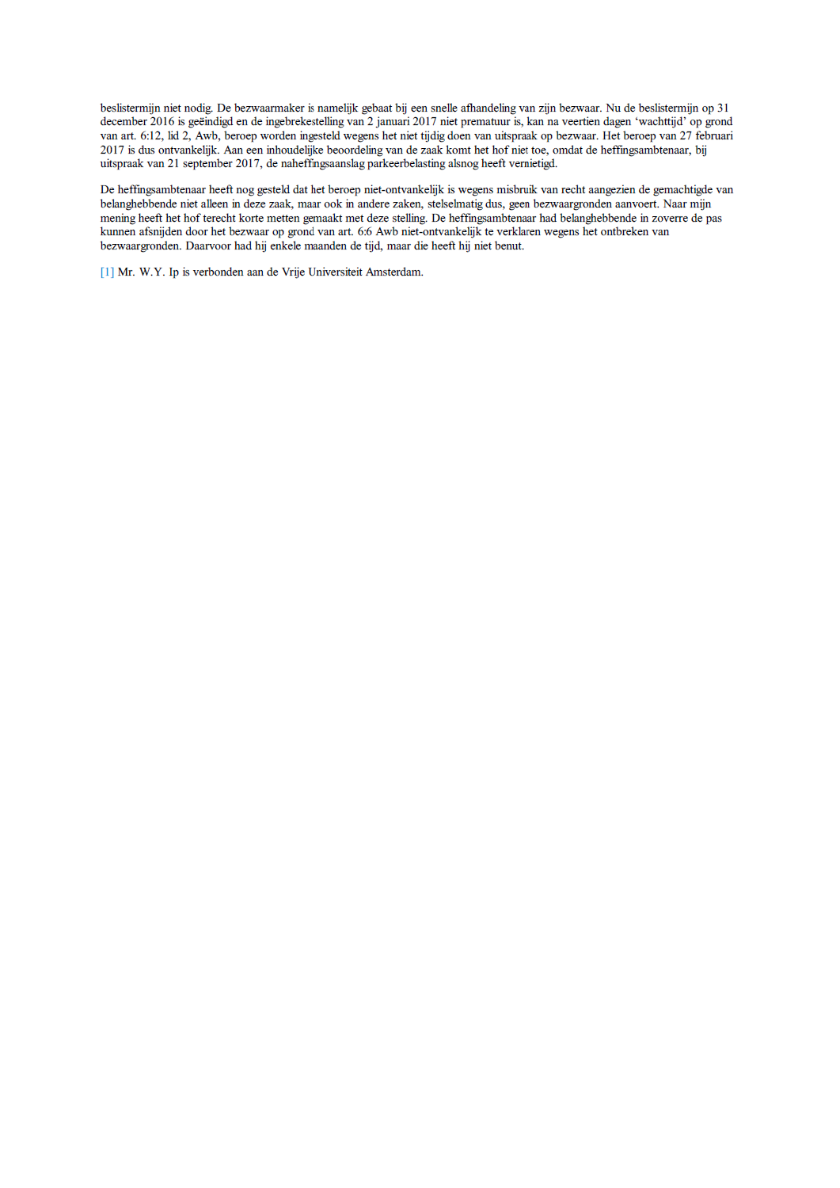beslistermijn niet nodig. De bezwaarmaker is namelijk gebaat bij een snelle afhandeling van zijn bezwaar. Nu de beslistermijn op 31 december 2016 is geëindigd en de ingebrekestelling van 2 januari 2017 niet prematuur is, kan na veertien dagen 'wachttijd' op grond van art. 6:12, lid 2, Awb, beroep worden ingesteld wegens het niet tijdig doen van uitspraak op bezwaar. Het beroep van 27 februari 2017 is dus ontvankelijk. Aan een inhoudelijke beoordeling van de zaak komt het hof niet toe, omdat de heffingsambtenaar, bij uitspraak van 21 september 2017, de naheffingsaanslag parkeerbelasting alsnog heeft vernietigd.

De heffingsambtenaar heeft nog gesteld dat het beroep niet-ontvankelijk is wegens misbruik van recht aangezien de gemachtigde van belanghebbende niet alleen in deze zaak, maar ook in andere zaken, stelselmatig dus, geen bezwaargronden aanvoert. Naar mijn mening heeft het hof terecht korte metten gemaakt met deze stelling. De heffingsambtenaar had belanghebbende in zoverre de pas kunnen afsnijden door het bezwaar op grond van art. 6:6 Awb niet-ontvankelijk te verklaren wegens het ontbreken van bezwaargronden. Daarvoor had hij enkele maanden de tijd, maar die heeft hij niet benut.

[1] Mr. W.Y. Ip is verbonden aan de Vrije Universiteit Amsterdam.